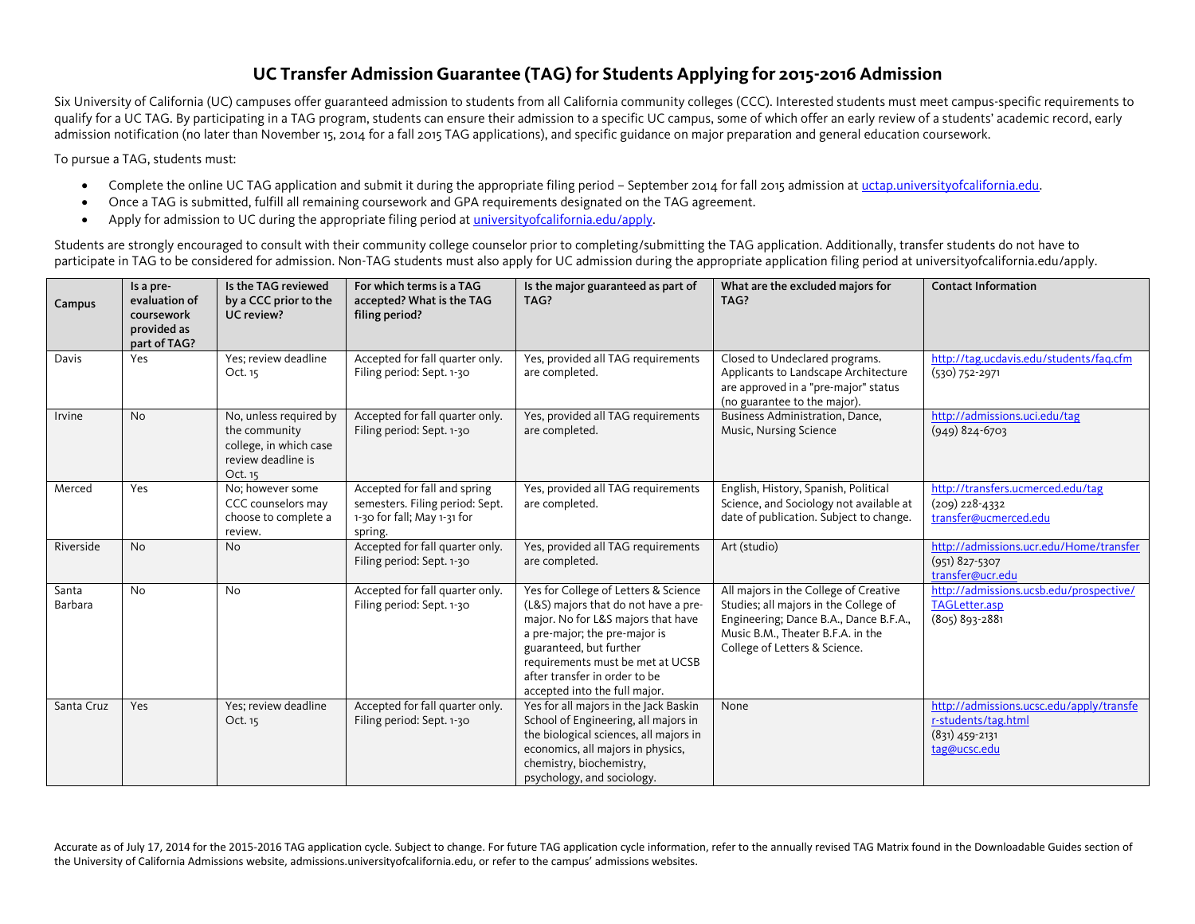# UC Transfer Admission Guarantee (TAG) for Students Applying for 2015-2016 Admission

Six University of California (UC) campuses offer guaranteed admission to students from all California community colleges (CCC). Interested students must meet campus-specific requirements to qualify for a UC TAG. By participating in a TAG program, students can ensure their admission to a specific UC campus, some of which offer an early review of a students' academic record, early admission notification (no later than November 15, 2014 for a fall 2015 TAG applications), and specific guidance on major preparation and general education coursework.

To pursue a TAG, students must:

- Complete the online UC TAG application and submit it during the appropriate filing period – September 2014 for fall 2015 admission at uctap.universityofcalifornia.edu.
- Once a TAG is submitted, fulfill all remaining coursework and GPA requirements designated on the TAG agreement.
- Apply for admission to UC during the appropriate filing period at universityofcalifornia.edu/apply.

Students are strongly encouraged to consult with their community college counselor prior to completing/submitting the TAG application. Additionally, transfer students do not have to participate in TAG to be considered for admission. Non-TAG students must also apply for UC admission during the appropriate application filing period at universityofcalifornia.edu/apply.

| Campus | Is a pre-evaluation of coursework provided as part of TAG? | Is the TAG reviewed by a CCC prior to the UC review? | For which terms is a TAG accepted? What is the TAG filing period? | Is the major guaranteed as part of TAG? | What are the excluded majors for TAG? | Contact Information |
|---|---|---|---|---|---|---|
| Davis | Yes | Yes; review deadline Oct. 15 | Accepted for fall quarter only. Filing period: Sept. 1-30 | Yes, provided all TAG requirements are completed. | Closed to Undeclared programs. Applicants to Landscape Architecture are approved in a "pre-major" status (no guarantee to the major). | http://tag.ucdavis.edu/students/faq.cfm (530) 752-2971 |
| Irvine | No | No, unless required by the community college, in which case review deadline is Oct. 15 | Accepted for fall quarter only. Filing period: Sept. 1-30 | Yes, provided all TAG requirements are completed. | Business Administration, Dance, Music, Nursing Science | http://admissions.uci.edu/tag (949) 824-6703 |
| Merced | Yes | No; however some CCC counselors may choose to complete a review. | Accepted for fall and spring semesters. Filing period: Sept. 1-30 for fall; May 1-31 for spring. | Yes, provided all TAG requirements are completed. | English, History, Spanish, Political Science, and Sociology not available at date of publication. Subject to change. | http://transfers.ucmerced.edu/tag (209) 228-4332 transfer@ucmerced.edu |
| Riverside | No | No | Accepted for fall quarter only. Filing period: Sept. 1-30 | Yes, provided all TAG requirements are completed. | Art (studio) | http://admissions.ucr.edu/Home/transfer (951) 827-5307 transfer@ucr.edu |
| Santa Barbara | No | No | Accepted for fall quarter only. Filing period: Sept. 1-30 | Yes for College of Letters & Science (L&S) majors that do not have a pre-major. No for L&S majors that have a pre-major; the pre-major is guaranteed, but further requirements must be met at UCSB after transfer in order to be accepted into the full major. | All majors in the College of Creative Studies; all majors in the College of Engineering; Dance B.A., Dance B.F.A., Music B.M., Theater B.F.A. in the College of Letters & Science. | http://admissions.ucsb.edu/prospective/TAGLetter.asp (805) 893-2881 |
| Santa Cruz | Yes | Yes; review deadline Oct. 15 | Accepted for fall quarter only. Filing period: Sept. 1-30 | Yes for all majors in the Jack Baskin School of Engineering, all majors in the biological sciences, all majors in economics, all majors in physics, chemistry, biochemistry, psychology, and sociology. | None | http://admissions.ucsc.edu/apply/transfer-students/tag.html (831) 459-2131 tag@ucsc.edu |

Accurate as of July 17, 2014 for the 2015-2016 TAG application cycle. Subject to change. For future TAG application cycle information, refer to the annually revised TAG Matrix found in the Downloadable Guides section of the University of California Admissions website, admissions.universityofcalifornia.edu, or refer to the campus' admissions websites.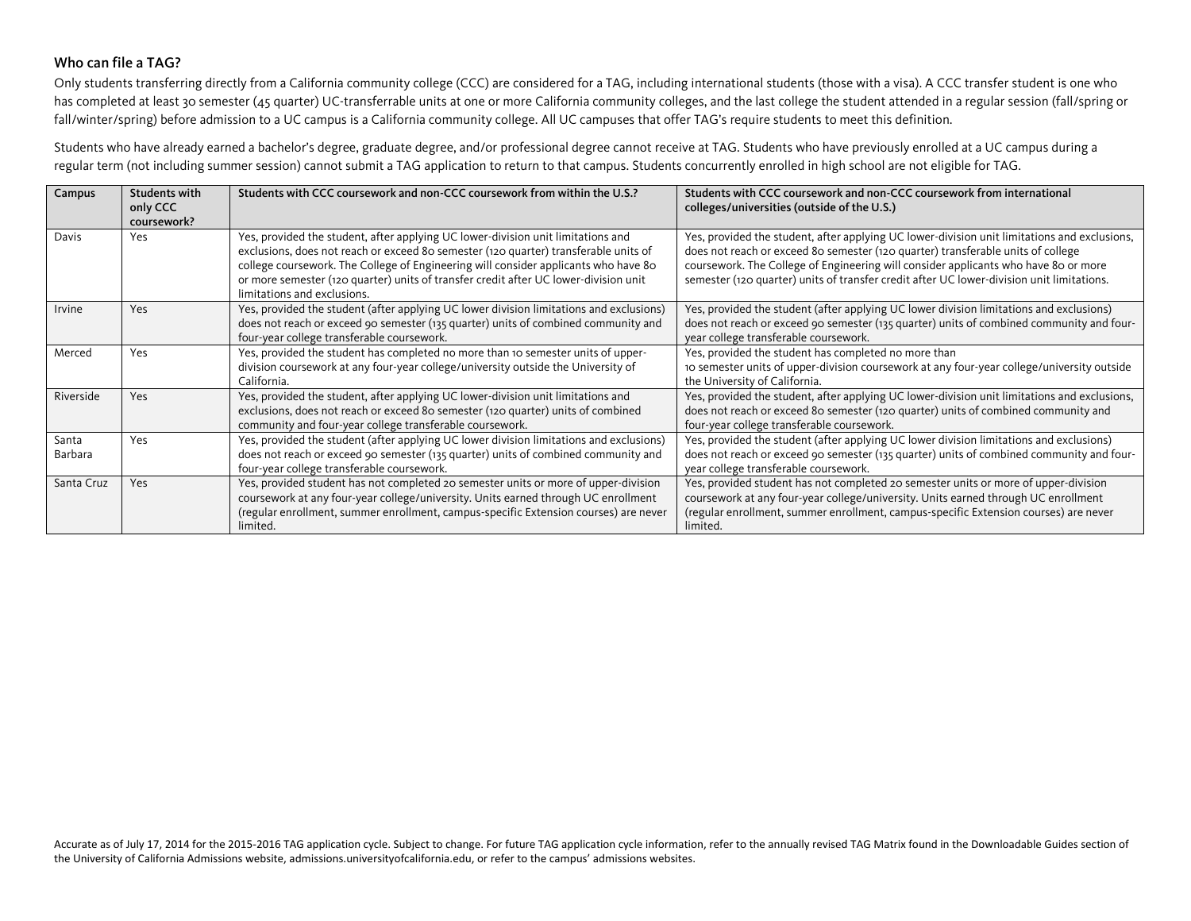### Who can file a TAG?

Only students transferring directly from a California community college (CCC) are considered for a TAG, including international students (those with a visa). A CCC transfer student is one who has completed at least 30 semester (45 quarter) UC-transferrable units at one or more California community colleges, and the last college the student attended in a regular session (fall/spring or fall/winter/spring) before admission to a UC campus is a California community college. All UC campuses that offer TAG's require students to meet this definition.

Students who have already earned a bachelor's degree, graduate degree, and/or professional degree cannot receive at TAG. Students who have previously enrolled at a UC campus during a regular term (not including summer session) cannot submit a TAG application to return to that campus. Students concurrently enrolled in high school are not eligible for TAG.

| Campus | Students with only CCC coursework? | Students with CCC coursework and non-CCC coursework from within the U.S.? | Students with CCC coursework and non-CCC coursework from international colleges/universities (outside of the U.S.) |
|---|---|---|---|
| Davis | Yes | Yes, provided the student, after applying UC lower-division unit limitations and exclusions, does not reach or exceed 80 semester (120 quarter) transferable units of college coursework. The College of Engineering will consider applicants who have 80 or more semester (120 quarter) units of transfer credit after UC lower-division unit limitations and exclusions. | Yes, provided the student, after applying UC lower-division unit limitations and exclusions, does not reach or exceed 80 semester (120 quarter) transferable units of college coursework. The College of Engineering will consider applicants who have 80 or more semester (120 quarter) units of transfer credit after UC lower-division unit limitations. |
| Irvine | Yes | Yes, provided the student (after applying UC lower division limitations and exclusions) does not reach or exceed 90 semester (135 quarter) units of combined community and four-year college transferable coursework. | Yes, provided the student (after applying UC lower division limitations and exclusions) does not reach or exceed 90 semester (135 quarter) units of combined community and four-year college transferable coursework. |
| Merced | Yes | Yes, provided the student has completed no more than 10 semester units of upper-division coursework at any four-year college/university outside the University of California. | Yes, provided the student has completed no more than 10 semester units of upper-division coursework at any four-year college/university outside the University of California. |
| Riverside | Yes | Yes, provided the student, after applying UC lower-division unit limitations and exclusions, does not reach or exceed 80 semester (120 quarter) units of combined community and four-year college transferable coursework. | Yes, provided the student, after applying UC lower-division unit limitations and exclusions, does not reach or exceed 80 semester (120 quarter) units of combined community and four-year college transferable coursework. |
| Santa Barbara | Yes | Yes, provided the student (after applying UC lower division limitations and exclusions) does not reach or exceed 90 semester (135 quarter) units of combined community and four-year college transferable coursework. | Yes, provided the student (after applying UC lower division limitations and exclusions) does not reach or exceed 90 semester (135 quarter) units of combined community and four-year college transferable coursework. |
| Santa Cruz | Yes | Yes, provided student has not completed 20 semester units or more of upper-division coursework at any four-year college/university. Units earned through UC enrollment (regular enrollment, summer enrollment, campus-specific Extension courses) are never limited. | Yes, provided student has not completed 20 semester units or more of upper-division coursework at any four-year college/university. Units earned through UC enrollment (regular enrollment, summer enrollment, campus-specific Extension courses) are never limited. |

Accurate as of July 17, 2014 for the 2015-2016 TAG application cycle. Subject to change. For future TAG application cycle information, refer to the annually revised TAG Matrix found in the Downloadable Guides section of the University of California Admissions website, admissions.universityofcalifornia.edu, or refer to the campus' admissions websites.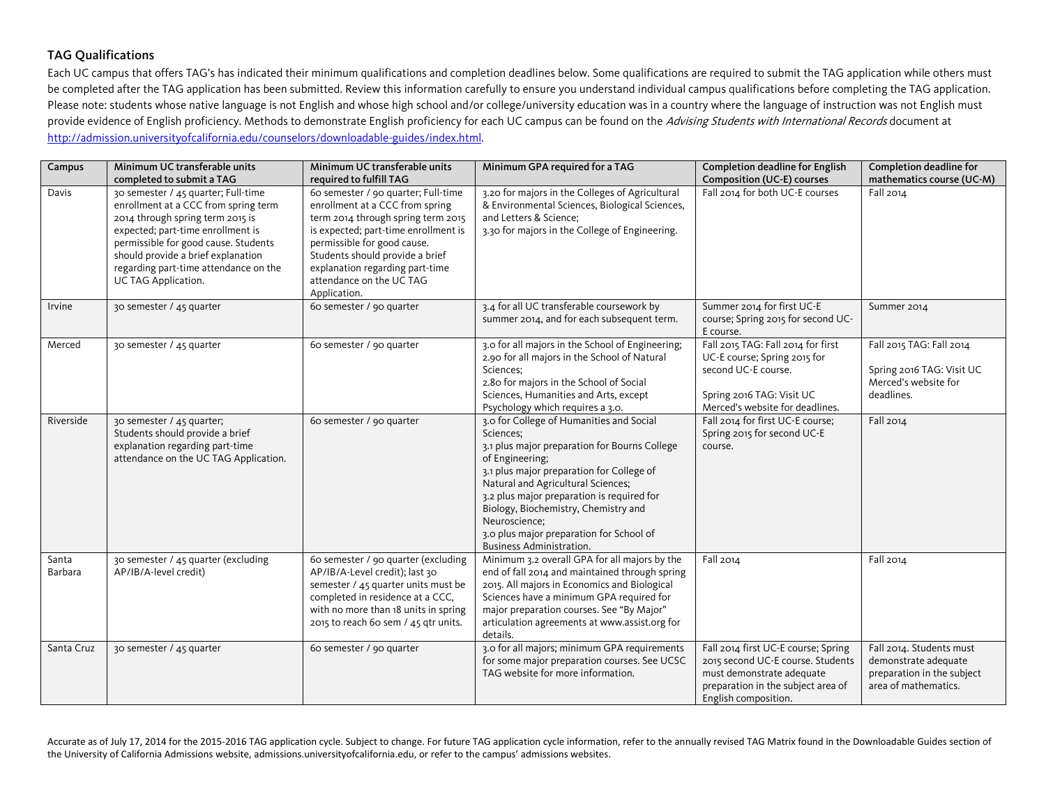### TAG Qualifications

Each UC campus that offers TAG's has indicated their minimum qualifications and completion deadlines below. Some qualifications are required to submit the TAG application while others must be completed after the TAG application has been submitted. Review this information carefully to ensure you understand individual campus qualifications before completing the TAG application. Please note: students whose native language is not English and whose high school and/or college/university education was in a country where the language of instruction was not English must provide evidence of English proficiency. Methods to demonstrate English proficiency for each UC campus can be found on the *Advising Students with International Records* document at http://admission.universityofcalifornia.edu/counselors/downloadable-guides/index.html.

| Campus | Minimum UC transferable units completed to submit a TAG | Minimum UC transferable units required to fulfill TAG | Minimum GPA required for a TAG | Completion deadline for English Composition (UC-E) courses | Completion deadline for mathematics course (UC-M) |
|---|---|---|---|---|---|
| Davis | 30 semester / 45 quarter; Full-time enrollment at a CCC from spring term 2014 through spring term 2015 is expected; part-time enrollment is permissible for good cause. Students should provide a brief explanation regarding part-time attendance on the UC TAG Application. | 60 semester / 90 quarter; Full-time enrollment at a CCC from spring term 2014 through spring term 2015 is expected; part-time enrollment is permissible for good cause. Students should provide a brief explanation regarding part-time attendance on the UC TAG Application. | 3.20 for majors in the Colleges of Agricultural & Environmental Sciences, Biological Sciences, and Letters & Science;<br>3.30 for majors in the College of Engineering. | Fall 2014 for both UC-E courses | Fall 2014 |
| Irvine | 30 semester / 45 quarter | 60 semester / 90 quarter | 3.4 for all UC transferable coursework by summer 2014, and for each subsequent term. | Summer 2014 for first UC-E course; Spring 2015 for second UC-E course. | Summer 2014 |
| Merced | 30 semester / 45 quarter | 60 semester / 90 quarter | 3.0 for all majors in the School of Engineering;<br>2.90 for all majors in the School of Natural Sciences;<br>2.80 for majors in the School of Social Sciences, Humanities and Arts, except Psychology which requires a 3.0. | Fall 2015 TAG: Fall 2014 for first UC-E course; Spring 2015 for second UC-E course.<br><br>Spring 2016 TAG: Visit UC Merced's website for deadlines. | Fall 2015 TAG: Fall 2014<br><br>Spring 2016 TAG: Visit UC Merced's website for deadlines. |
| Riverside | 30 semester / 45 quarter;<br>Students should provide a brief explanation regarding part-time attendance on the UC TAG Application. | 60 semester / 90 quarter | 3.0 for College of Humanities and Social Sciences;<br>3.1 plus major preparation for Bourns College of Engineering;<br>3.1 plus major preparation for College of Natural and Agricultural Sciences;<br>3.2 plus major preparation is required for Biology, Biochemistry, Chemistry and Neuroscience;<br>3.0 plus major preparation for School of Business Administration. | Fall 2014 for first UC-E course; Spring 2015 for second UC-E course. | Fall 2014 |
| Santa Barbara | 30 semester / 45 quarter (excluding AP/IB/A-level credit) | 60 semester / 90 quarter (excluding AP/IB/A-Level credit); last 30 semester / 45 quarter units must be completed in residence at a CCC, with no more than 18 units in spring 2015 to reach 60 sem / 45 qtr units. | Minimum 3.2 overall GPA for all majors by the end of fall 2014 and maintained through spring 2015. All majors in Economics and Biological Sciences have a minimum GPA required for major preparation courses. See "By Major" articulation agreements at www.assist.org for details. | Fall 2014 | Fall 2014 |
| Santa Cruz | 30 semester / 45 quarter | 60 semester / 90 quarter | 3.0 for all majors; minimum GPA requirements for some major preparation courses. See UCSC TAG website for more information. | Fall 2014 first UC-E course; Spring 2015 second UC-E course. Students must demonstrate adequate preparation in the subject area of English composition. | Fall 2014. Students must demonstrate adequate preparation in the subject area of mathematics. |

Accurate as of July 17, 2014 for the 2015-2016 TAG application cycle. Subject to change. For future TAG application cycle information, refer to the annually revised TAG Matrix found in the Downloadable Guides section of the University of California Admissions website, admissions.universityofcalifornia.edu, or refer to the campus' admissions websites.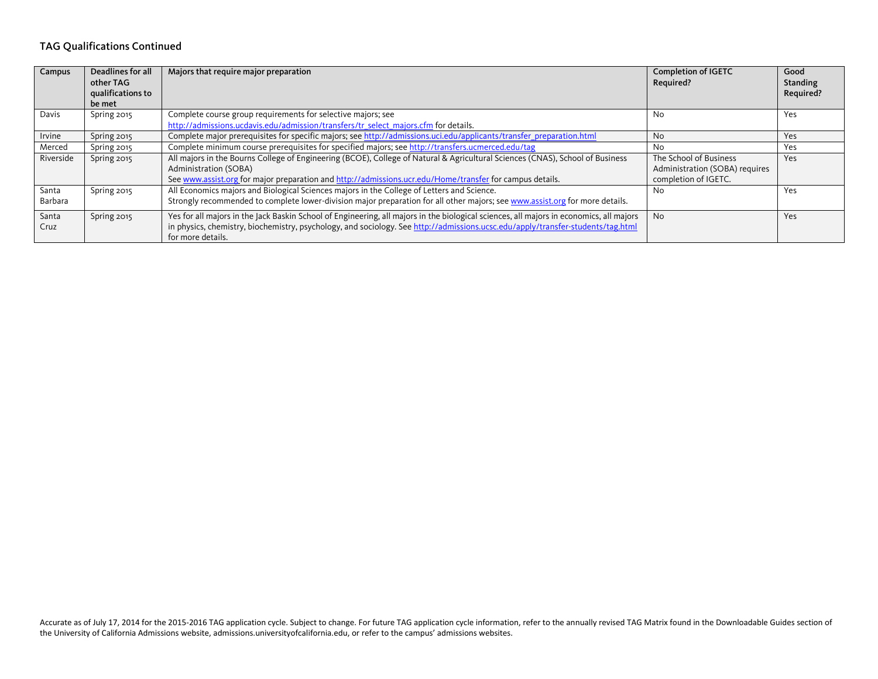## TAG Qualifications Continued

| Campus | Deadlines for all other TAG qualifications to be met | Majors that require major preparation | Completion of IGETC Required? | Good Standing Required? |
|---|---|---|---|---|
| Davis | Spring 2015 | Complete course group requirements for selective majors; see http://admissions.ucdavis.edu/admission/transfers/tr_select_majors.cfm for details. | No | Yes |
| Irvine | Spring 2015 | Complete major prerequisites for specific majors; see http://admissions.uci.edu/applicants/transfer_preparation.html | No | Yes |
| Merced | Spring 2015 | Complete minimum course prerequisites for specified majors; see http://transfers.ucmerced.edu/tag | No | Yes |
| Riverside | Spring 2015 | All majors in the Bourns College of Engineering (BCOE), College of Natural & Agricultural Sciences (CNAS), School of Business Administration (SOBA) See www.assist.org for major preparation and http://admissions.ucr.edu/Home/transfer for campus details. | The School of Business Administration (SOBA) requires completion of IGETC. | Yes |
| Santa Barbara | Spring 2015 | All Economics majors and Biological Sciences majors in the College of Letters and Science. Strongly recommended to complete lower-division major preparation for all other majors; see www.assist.org for more details. | No | Yes |
| Santa Cruz | Spring 2015 | Yes for all majors in the Jack Baskin School of Engineering, all majors in the biological sciences, all majors in economics, all majors in physics, chemistry, biochemistry, psychology, and sociology. See http://admissions.ucsc.edu/apply/transfer-students/tag.html for more details. | No | Yes |

Accurate as of July 17, 2014 for the 2015-2016 TAG application cycle. Subject to change. For future TAG application cycle information, refer to the annually revised TAG Matrix found in the Downloadable Guides section of the University of California Admissions website, admissions.universityofcalifornia.edu, or refer to the campus' admissions websites.